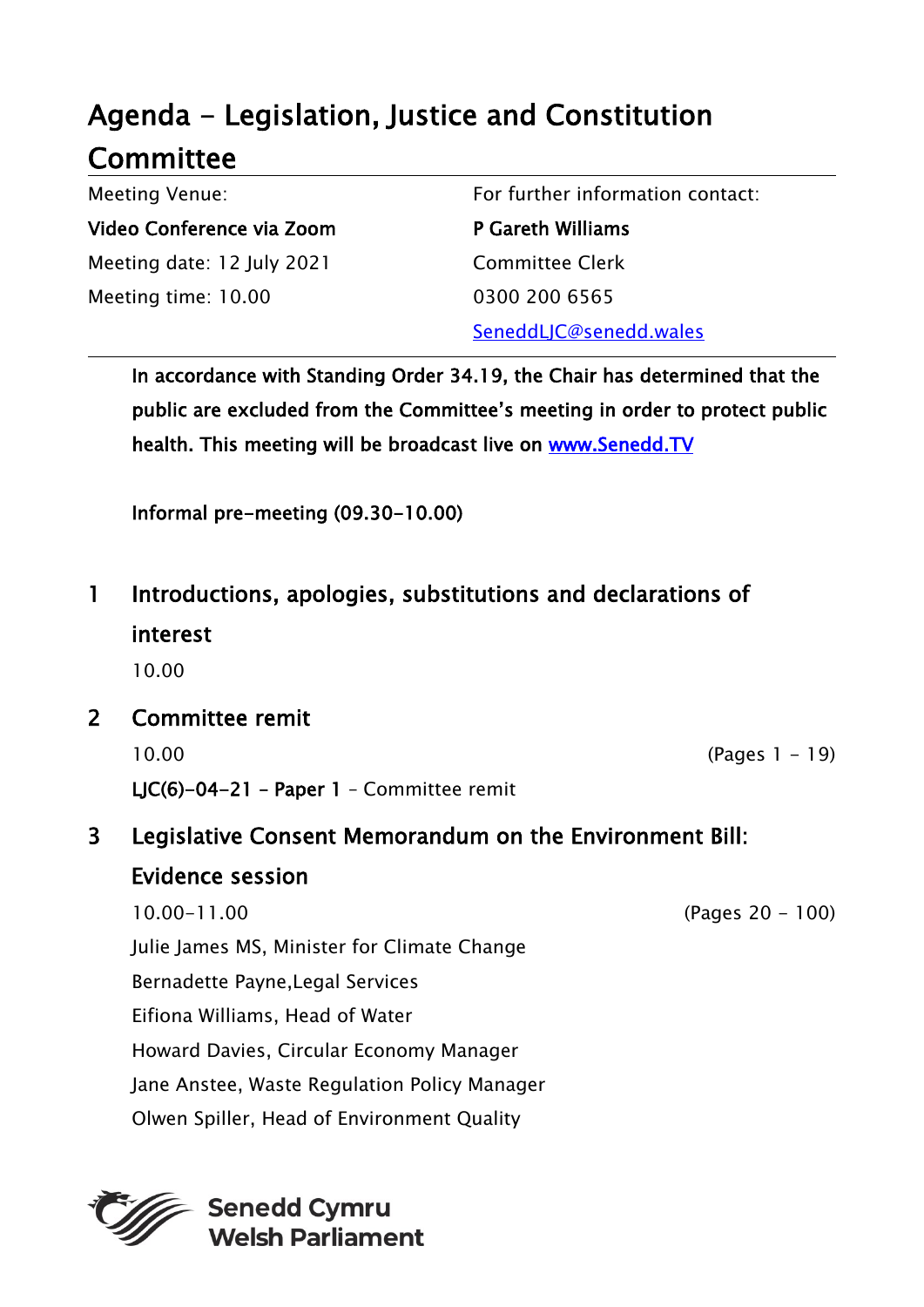# Agenda - Legislation, Justice and Constitution Committee

| Meeting Venue: | For further information contact: |
| --- | --- |
| **Video Conference via Zoom** | **P Gareth Williams** |
| Meeting date: 12 July 2021 | Committee Clerk |
| Meeting time: 10.00 | 0300 200 6565 |
| | SeneddLJC@senedd.wales |

**In accordance with Standing Order 34.19, the Chair has determined that the public are excluded from the Committee's meeting in order to protect public health. This meeting will be broadcast live on www.Senedd.TV**

**Informal pre-meeting (09.30-10.00)**

## 1 Introductions, apologies, substitutions and declarations of interest

10.00

## 2 Committee remit

10.00 (Pages 1 - 19)

**LJC(6)-04-21 – Paper 1** – Committee remit

## 3 Legislative Consent Memorandum on the Environment Bill: Evidence session

10.00-11.00 (Pages 20 - 100)

Julie James MS, Minister for Climate Change

Bernadette Payne,Legal Services

Eifiona Williams, Head of Water

Howard Davies, Circular Economy Manager

Jane Anstee, Waste Regulation Policy Manager

Olwen Spiller, Head of Environment Quality

Senedd Cymru
Welsh Parliament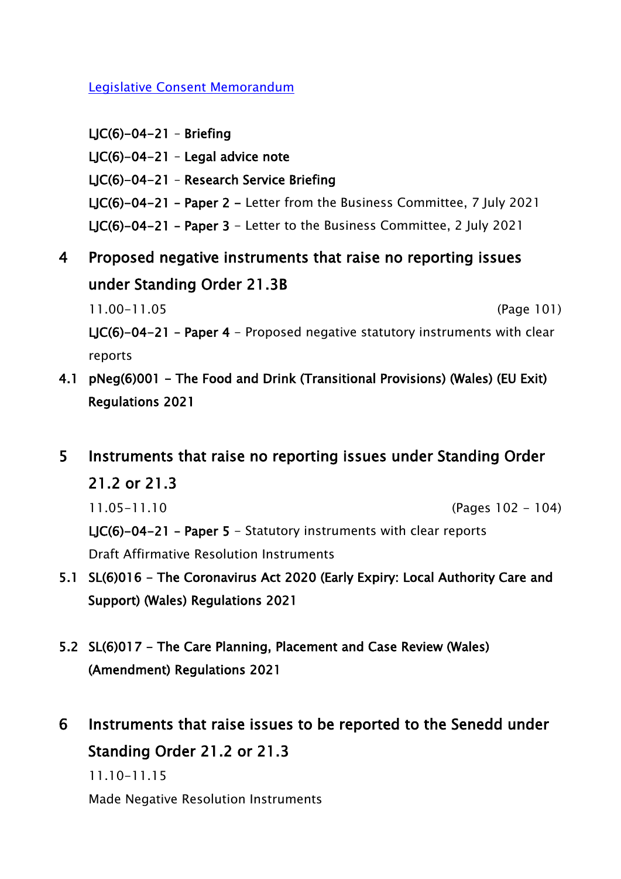[Legislative Consent Memorandum]

**LJC(6)-04-21** – **Briefing**

**LJC(6)-04-21** – **Legal advice note**

**LJC(6)-04-21** – **Research Service Briefing**

**LJC(6)-04-21 - Paper 2 –** Letter from the Business Committee, 7 July 2021

**LJC(6)-04-21 - Paper 3** – Letter to the Business Committee, 2 July 2021

## 4 Proposed negative instruments that raise no reporting issues under Standing Order 21.3B

11.00-11.05 (Page 101)

**LJC(6)-04-21 - Paper 4** – Proposed negative statutory instruments with clear reports

**4.1 pNeg(6)001 – The Food and Drink (Transitional Provisions) (Wales) (EU Exit) Regulations 2021**

## 5 Instruments that raise no reporting issues under Standing Order 21.2 or 21.3

11.05-11.10 (Pages 102 - 104)

**LJC(6)-04-21 - Paper 5** – Statutory instruments with clear reports

Draft Affirmative Resolution Instruments

**5.1 SL(6)016 – The Coronavirus Act 2020 (Early Expiry: Local Authority Care and Support) (Wales) Regulations 2021**

**5.2 SL(6)017 – The Care Planning, Placement and Case Review (Wales) (Amendment) Regulations 2021**

## 6 Instruments that raise issues to be reported to the Senedd under Standing Order 21.2 or 21.3

11.10-11.15

Made Negative Resolution Instruments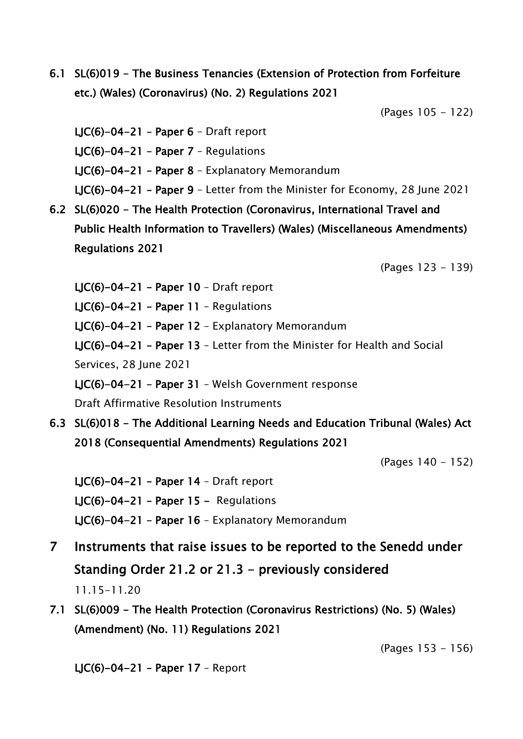**6.1 SL(6)019 - The Business Tenancies (Extension of Protection from Forfeiture etc.) (Wales) (Coronavirus) (No. 2) Regulations 2021**

(Pages 105 - 122)

**LJC(6)-04-21 - Paper 6** – Draft report

**LJC(6)-04-21 - Paper 7** – Regulations

**LJC(6)-04-21 - Paper 8** – Explanatory Memorandum

**LJC(6)-04-21 - Paper 9** – Letter from the Minister for Economy, 28 June 2021

**6.2 SL(6)020 - The Health Protection (Coronavirus, International Travel and Public Health Information to Travellers) (Wales) (Miscellaneous Amendments) Regulations 2021**

(Pages 123 - 139)

**LJC(6)-04-21 - Paper 10** – Draft report

**LJC(6)-04-21 - Paper 11** – Regulations

**LJC(6)-04-21 - Paper 12** – Explanatory Memorandum

**LJC(6)-04-21 - Paper 13** – Letter from the Minister for Health and Social Services, 28 June 2021

**LJC(6)-04-21 - Paper 31** – Welsh Government response

Draft Affirmative Resolution Instruments

**6.3 SL(6)018 - The Additional Learning Needs and Education Tribunal (Wales) Act 2018 (Consequential Amendments) Regulations 2021**

(Pages 140 - 152)

**LJC(6)-04-21 - Paper 14** – Draft report

**LJC(6)-04-21 - Paper 15 -** Regulations

**LJC(6)-04-21 - Paper 16** – Explanatory Memorandum

## 7 Instruments that raise issues to be reported to the Senedd under Standing Order 21.2 or 21.3 - previously considered

11.15-11.20

**7.1 SL(6)009 - The Health Protection (Coronavirus Restrictions) (No. 5) (Wales) (Amendment) (No. 11) Regulations 2021**

(Pages 153 - 156)

**LJC(6)-04-21 - Paper 17** – Report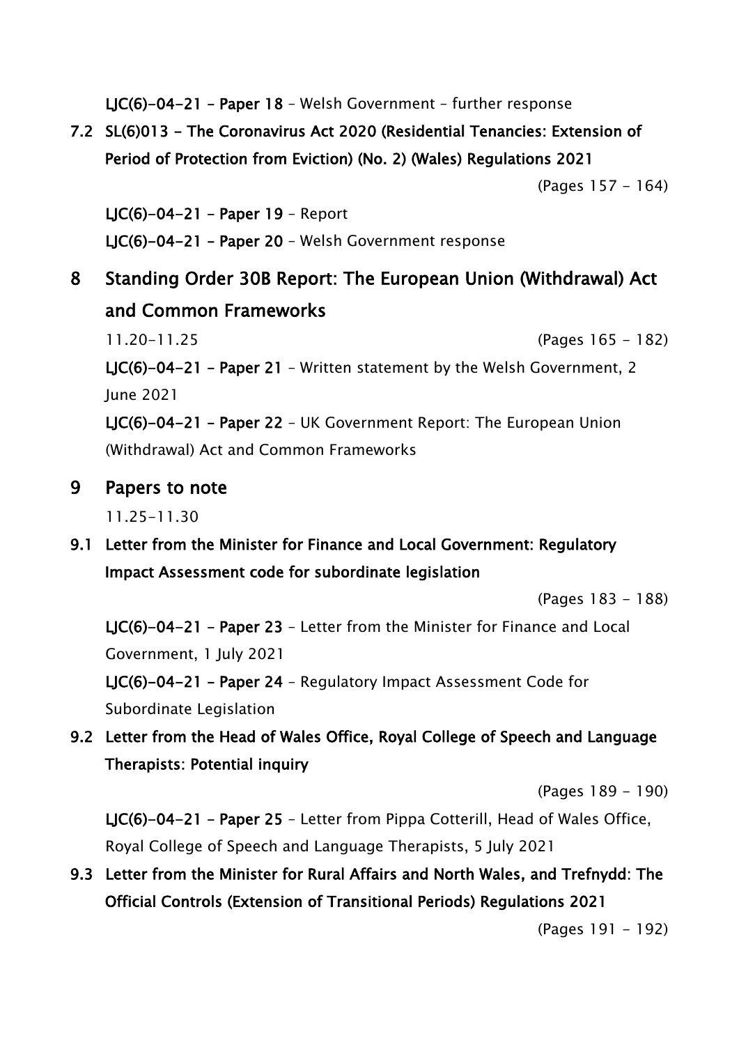**LJC(6)-04-21 – Paper 18** – Welsh Government – further response

**7.2 SL(6)013 - The Coronavirus Act 2020 (Residential Tenancies: Extension of Period of Protection from Eviction) (No. 2) (Wales) Regulations 2021**

(Pages 157 - 164)

**LJC(6)-04-21 – Paper 19** – Report

**LJC(6)-04-21 – Paper 20** – Welsh Government response

## 8 Standing Order 30B Report: The European Union (Withdrawal) Act and Common Frameworks

11.20-11.25 (Pages 165 - 182)

**LJC(6)-04-21 – Paper 21** – Written statement by the Welsh Government, 2 June 2021

**LJC(6)-04-21 – Paper 22** – UK Government Report: The European Union (Withdrawal) Act and Common Frameworks

## 9 Papers to note

11.25-11.30

**9.1 Letter from the Minister for Finance and Local Government: Regulatory Impact Assessment code for subordinate legislation**

(Pages 183 - 188)

**LJC(6)-04-21 – Paper 23** – Letter from the Minister for Finance and Local Government, 1 July 2021

**LJC(6)-04-21 – Paper 24** – Regulatory Impact Assessment Code for Subordinate Legislation

**9.2 Letter from the Head of Wales Office, Royal College of Speech and Language Therapists: Potential inquiry**

(Pages 189 - 190)

**LJC(6)-04-21 – Paper 25** – Letter from Pippa Cotterill, Head of Wales Office, Royal College of Speech and Language Therapists, 5 July 2021

**9.3 Letter from the Minister for Rural Affairs and North Wales, and Trefnydd: The Official Controls (Extension of Transitional Periods) Regulations 2021**

(Pages 191 - 192)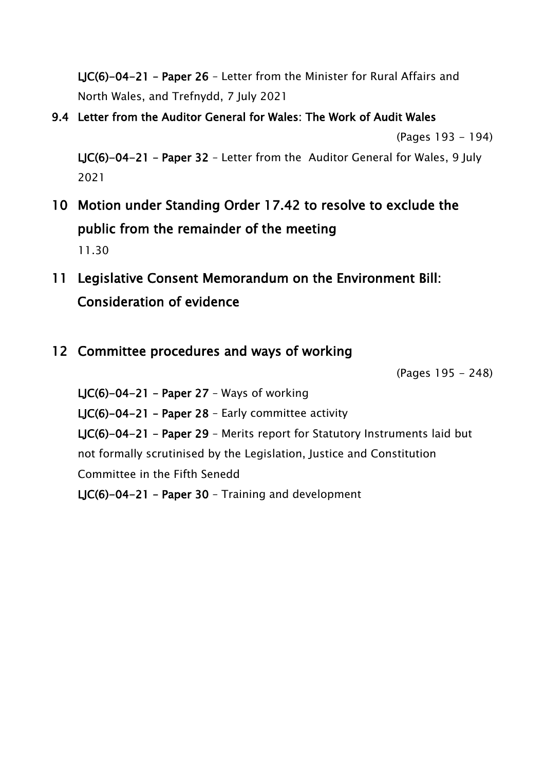**LJC(6)-04-21 – Paper 26** – Letter from the Minister for Rural Affairs and North Wales, and Trefnydd, 7 July 2021

### 9.4 Letter from the Auditor General for Wales: The Work of Audit Wales

(Pages 193 - 194)

**LJC(6)-04-21 – Paper 32** – Letter from the Auditor General for Wales, 9 July 2021

## 10 Motion under Standing Order 17.42 to resolve to exclude the public from the remainder of the meeting

11.30

## 11 Legislative Consent Memorandum on the Environment Bill: Consideration of evidence

## 12 Committee procedures and ways of working

(Pages 195 - 248)

**LJC(6)-04-21 – Paper 27** – Ways of working

**LJC(6)-04-21 – Paper 28** – Early committee activity

**LJC(6)-04-21 – Paper 29** – Merits report for Statutory Instruments laid but not formally scrutinised by the Legislation, Justice and Constitution Committee in the Fifth Senedd

**LJC(6)-04-21 – Paper 30** – Training and development